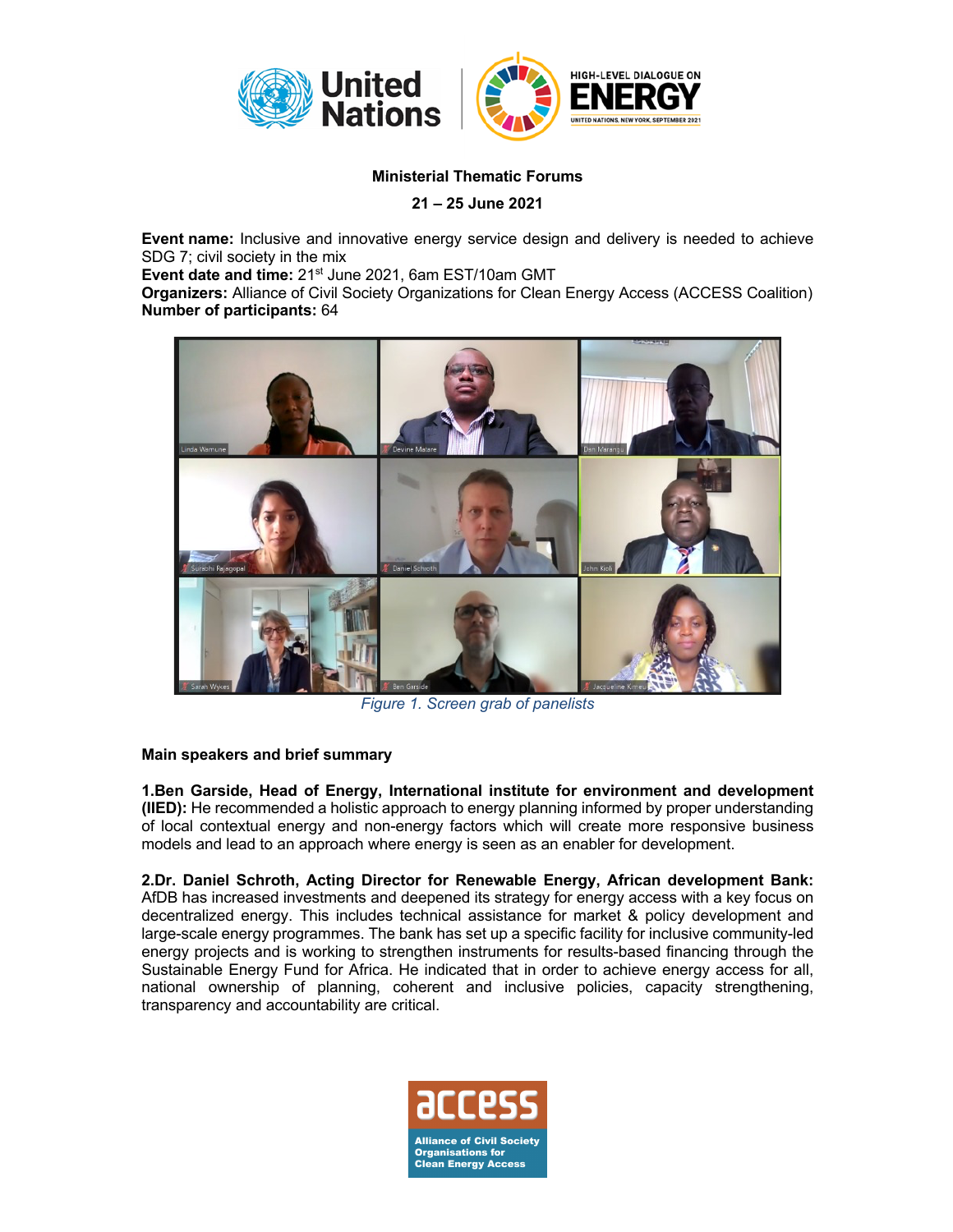**Ministerial Thematic Forums**

**21 – 25 June 2021**

**Event name:** Inclusive and innovative energy service design and delivery is needed to achieve SDG 7; civil society in the mix
**Event date and time:** 21st June 2021, 6am EST/10am GMT
**Organizers:** Alliance of Civil Society Organizations for Clean Energy Access (ACCESS Coalition)
**Number of participants:** 64

*Figure 1. Screen grab of panelists*

**Main speakers and brief summary**

**1.Ben Garside, Head of Energy, International institute for environment and development (IIED):** He recommended a holistic approach to energy planning informed by proper understanding of local contextual energy and non-energy factors which will create more responsive business models and lead to an approach where energy is seen as an enabler for development.

**2.Dr. Daniel Schroth, Acting Director for Renewable Energy, African development Bank:** AfDB has increased investments and deepened its strategy for energy access with a key focus on decentralized energy. This includes technical assistance for market & policy development and large-scale energy programmes. The bank has set up a specific facility for inclusive community-led energy projects and is working to strengthen instruments for results-based financing through the Sustainable Energy Fund for Africa. He indicated that in order to achieve energy access for all, national ownership of planning, coherent and inclusive policies, capacity strengthening, transparency and accountability are critical.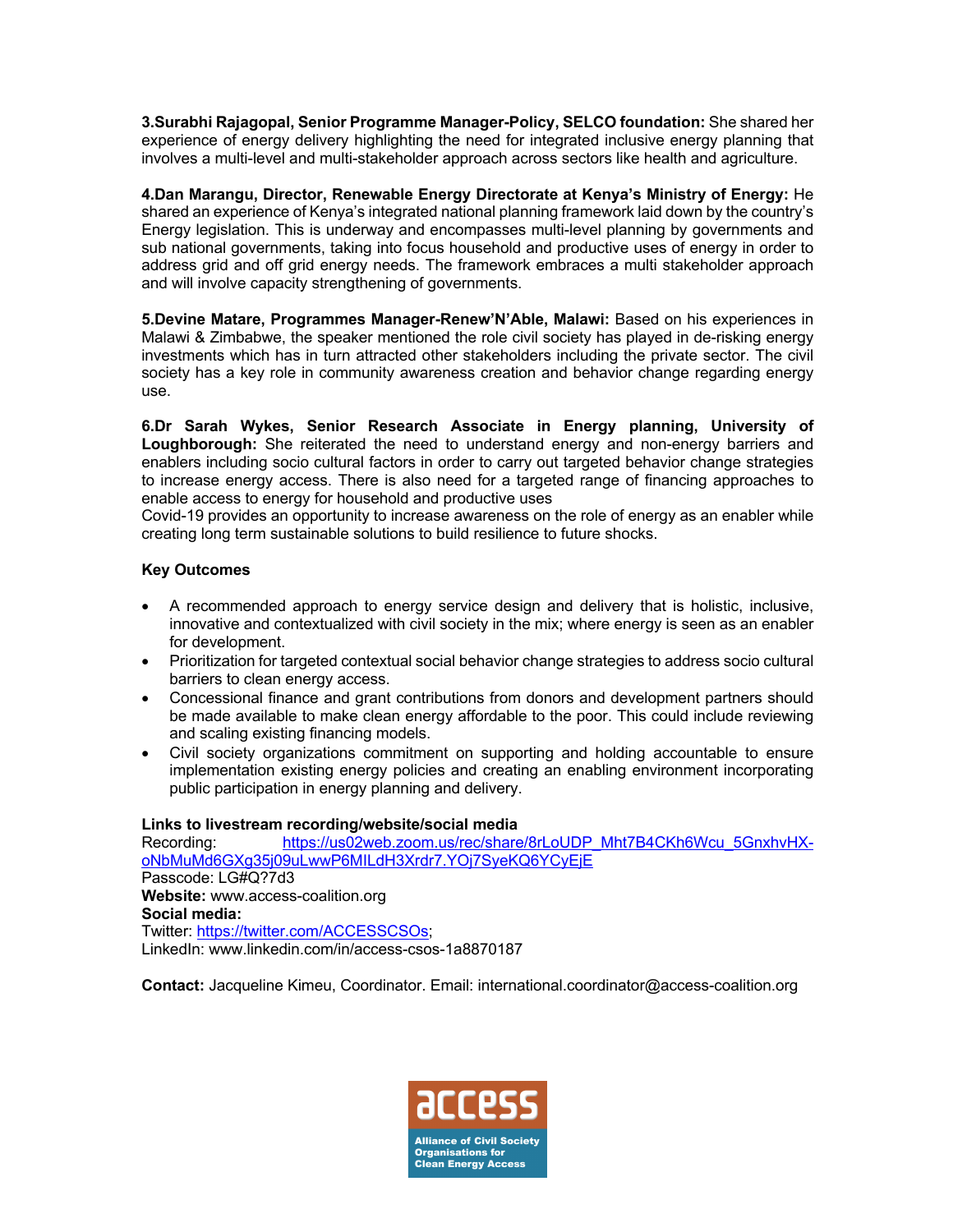**3.Surabhi Rajagopal, Senior Programme Manager-Policy, SELCO foundation:** She shared her experience of energy delivery highlighting the need for integrated inclusive energy planning that involves a multi-level and multi-stakeholder approach across sectors like health and agriculture.

**4.Dan Marangu, Director, Renewable Energy Directorate at Kenya's Ministry of Energy:** He shared an experience of Kenya's integrated national planning framework laid down by the country's Energy legislation. This is underway and encompasses multi-level planning by governments and sub national governments, taking into focus household and productive uses of energy in order to address grid and off grid energy needs. The framework embraces a multi stakeholder approach and will involve capacity strengthening of governments.

**5.Devine Matare, Programmes Manager-Renew'N'Able, Malawi:** Based on his experiences in Malawi & Zimbabwe, the speaker mentioned the role civil society has played in de-risking energy investments which has in turn attracted other stakeholders including the private sector. The civil society has a key role in community awareness creation and behavior change regarding energy use.

**6.Dr Sarah Wykes, Senior Research Associate in Energy planning, University of Loughborough:** She reiterated the need to understand energy and non-energy barriers and enablers including socio cultural factors in order to carry out targeted behavior change strategies to increase energy access. There is also need for a targeted range of financing approaches to enable access to energy for household and productive uses

Covid-19 provides an opportunity to increase awareness on the role of energy as an enabler while creating long term sustainable solutions to build resilience to future shocks.

**Key Outcomes**

- A recommended approach to energy service design and delivery that is holistic, inclusive, innovative and contextualized with civil society in the mix; where energy is seen as an enabler for development.
- Prioritization for targeted contextual social behavior change strategies to address socio cultural barriers to clean energy access.
- Concessional finance and grant contributions from donors and development partners should be made available to make clean energy affordable to the poor. This could include reviewing and scaling existing financing models.
- Civil society organizations commitment on supporting and holding accountable to ensure implementation existing energy policies and creating an enabling environment incorporating public participation in energy planning and delivery.

**Links to livestream recording/website/social media**

Recording: https://us02web.zoom.us/rec/share/8rLoUDP_Mht7B4CKh6Wcu_5GnxhvHX-oNbMuMd6GXg35j09uLwwP6MILdH3Xrdr7.YOj7SyeKQ6YCyEjE

Passcode: LG#Q?7d3

**Website:** www.access-coalition.org

**Social media:**

Twitter: https://twitter.com/ACCESSCSOs;

LinkedIn: www.linkedin.com/in/access-csos-1a8870187

**Contact:** Jacqueline Kimeu, Coordinator. Email: international.coordinator@access-coalition.org

access

Alliance of Civil Society Organisations for Clean Energy Access